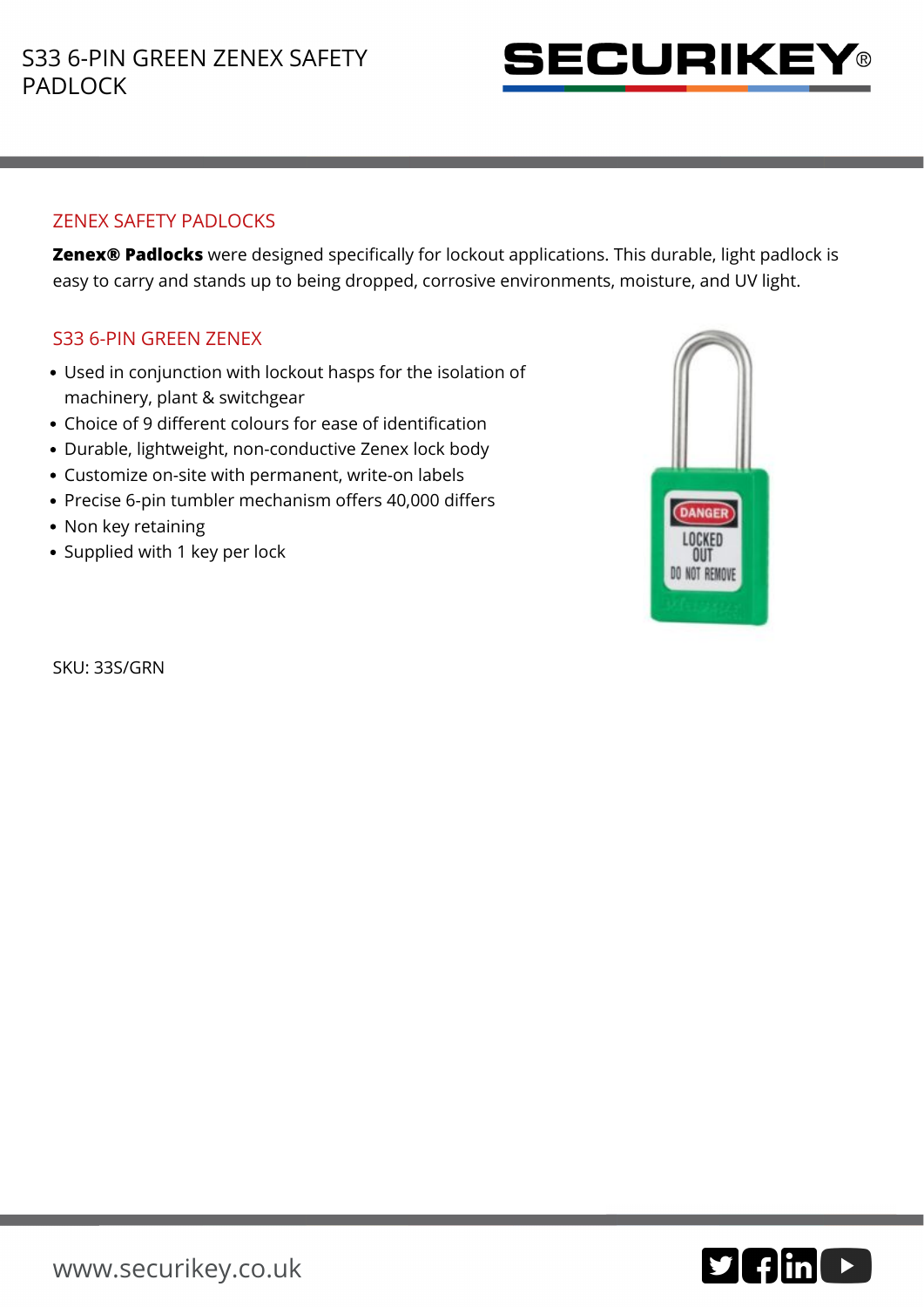# S33 6-PIN GREEN ZENEX SAFETY PADLOCK

## ZENEX SAFETY PADLOCKS

**Zenex® Padlocks** were designed specifically for lockout applications. This durable, light padlock is easy to carry and stands up to being dropped, corrosive environments, moisture, and UV light.

## S33 6-PIN GREEN ZENEX

- Used in conjunction with lockout hasps for the isolation of machinery, plant & switchgear
- Choice of 9 different colours for ease of identification
- Durable, lightweight, non-conductive Zenex lock body
- Customize on-site with permanent, write-on labels
- Precise 6-pin tumbler mechanism offers 40,000 differs
- Non key retaining
- Supplied with 1 key per lock

SKU: 33S/GRN

www.securikey.co.uk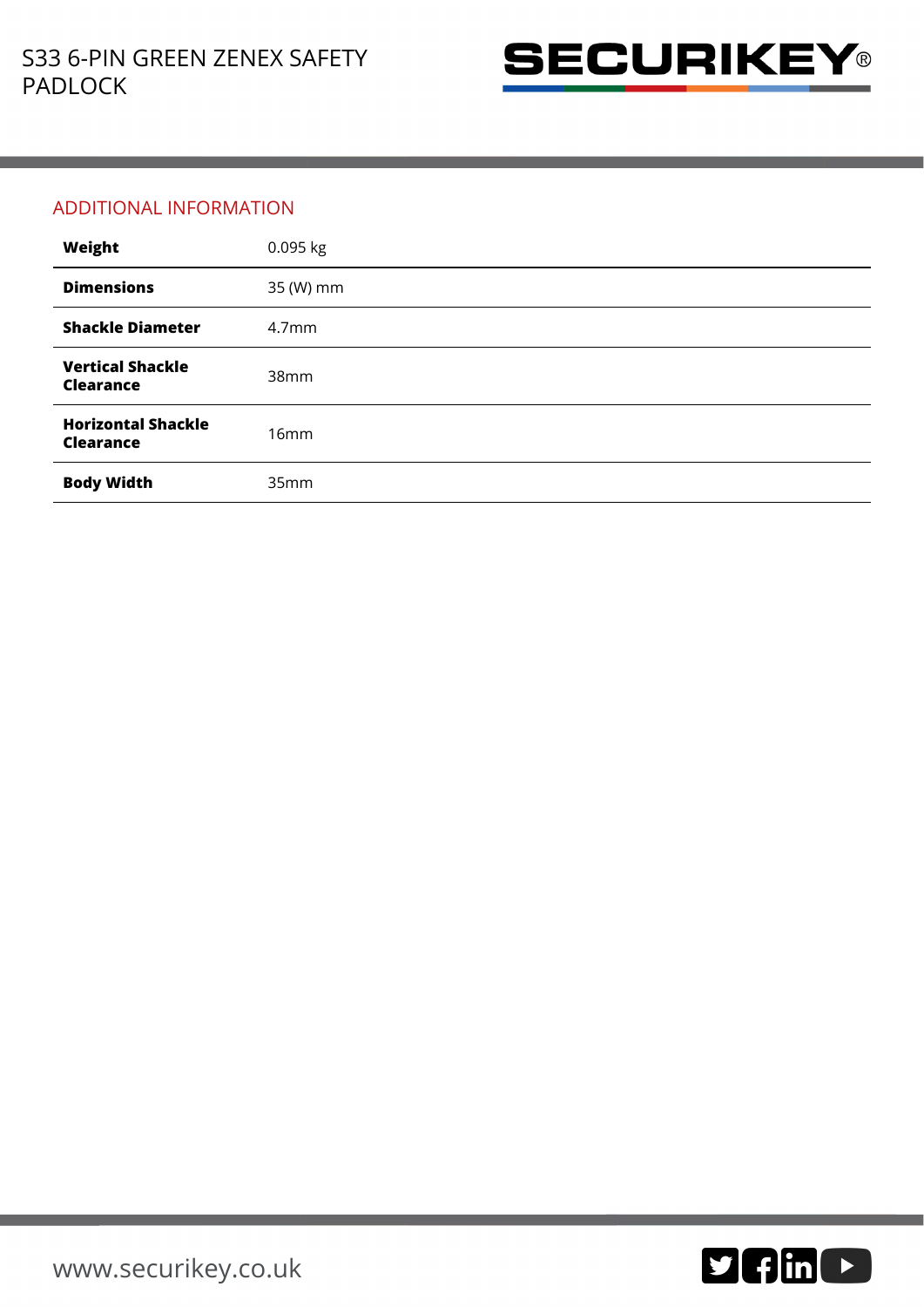# S33 6-PIN GREEN ZENEX SAFETY PADLOCK

## ADDITIONAL INFORMATION

| | |
|---|---|
| **Weight** | 0.095 kg |
| **Dimensions** | 35 (W) mm |
| **Shackle Diameter** | 4.7mm |
| **Vertical Shackle Clearance** | 38mm |
| **Horizontal Shackle Clearance** | 16mm |
| **Body Width** | 35mm |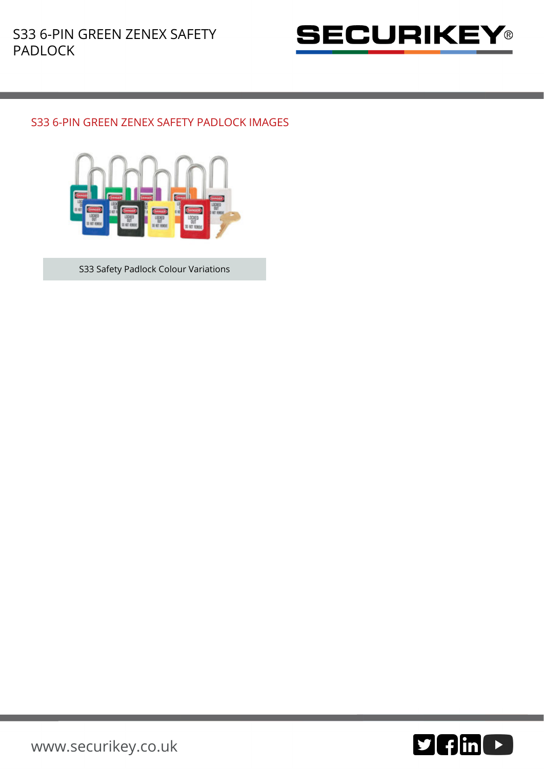## S33 6-PIN GREEN ZENEX SAFETY PADLOCK IMAGES

S33 Safety Padlock Colour Variations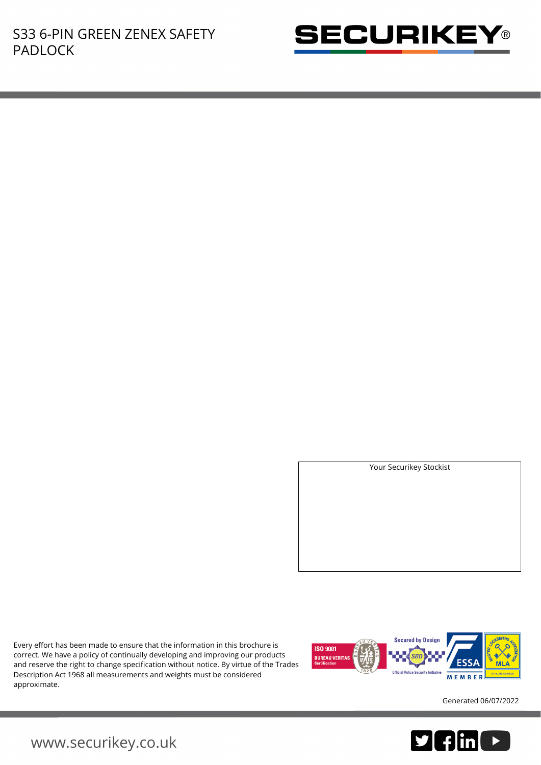Your Securikey Stockist

Every effort has been made to ensure that the information in this brochure is correct. We have a policy of continually developing and improving our products and reserve the right to change specification without notice. By virtue of the Trades Description Act 1968 all measurements and weights must be considered approximate.

Generated 06/07/2022

www.securikey.co.uk